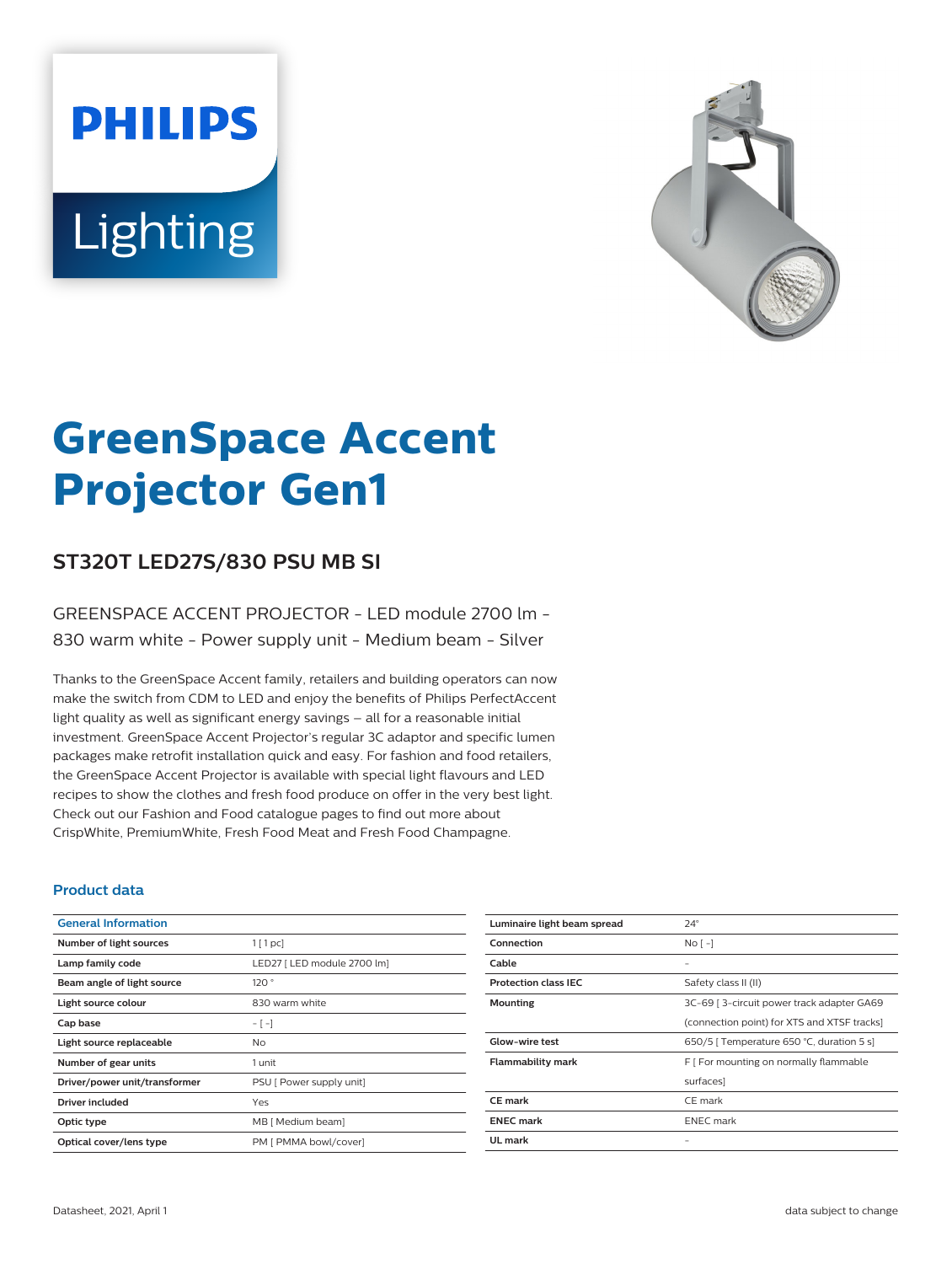# GreenSpace Accent Projector Gen1

## ST320T LED27S/830 PSU MB SI

GREENSPACE ACCENT PROJECTOR - LED module 2700 lm - 830 warm white - Power supply unit - Medium beam - Silver

Thanks to the GreenSpace Accent family, retailers and building operators can now make the switch from CDM to LED and enjoy the benefits of Philips PerfectAccent light quality as well as significant energy savings – all for a reasonable initial investment. GreenSpace Accent Projector's regular 3C adaptor and specific lumen packages make retrofit installation quick and easy. For fashion and food retailers, the GreenSpace Accent Projector is available with special light flavours and LED recipes to show the clothes and fresh food produce on offer in the very best light. Check out our Fashion and Food catalogue pages to find out more about CrispWhite, PremiumWhite, Fresh Food Meat and Fresh Food Champagne.

### Product data

| General Information | |
|---|---|
| Number of light sources | 1 [ 1 pc] |
| Lamp family code | LED27 [ LED module 2700 lm] |
| Beam angle of light source | 120 ° |
| Light source colour | 830 warm white |
| Cap base | - [ -] |
| Light source replaceable | No |
| Number of gear units | 1 unit |
| Driver/power unit/transformer | PSU [ Power supply unit] |
| Driver included | Yes |
| Optic type | MB [ Medium beam] |
| Optical cover/lens type | PM [ PMMA bowl/cover] |
| Luminaire light beam spread | 24° |
| Connection | No [ -] |
| Cable | - |
| Protection class IEC | Safety class II (II) |
| Mounting | 3C-69 [ 3-circuit power track adapter GA69 (connection point) for XTS and XTSF tracks] |
| Glow-wire test | 650/5 [ Temperature 650 °C, duration 5 s] |
| Flammability mark | F [ For mounting on normally flammable surfaces] |
| CE mark | CE mark |
| ENEC mark | ENEC mark |
| UL mark | - |

Datasheet, 2021, April 1

data subject to change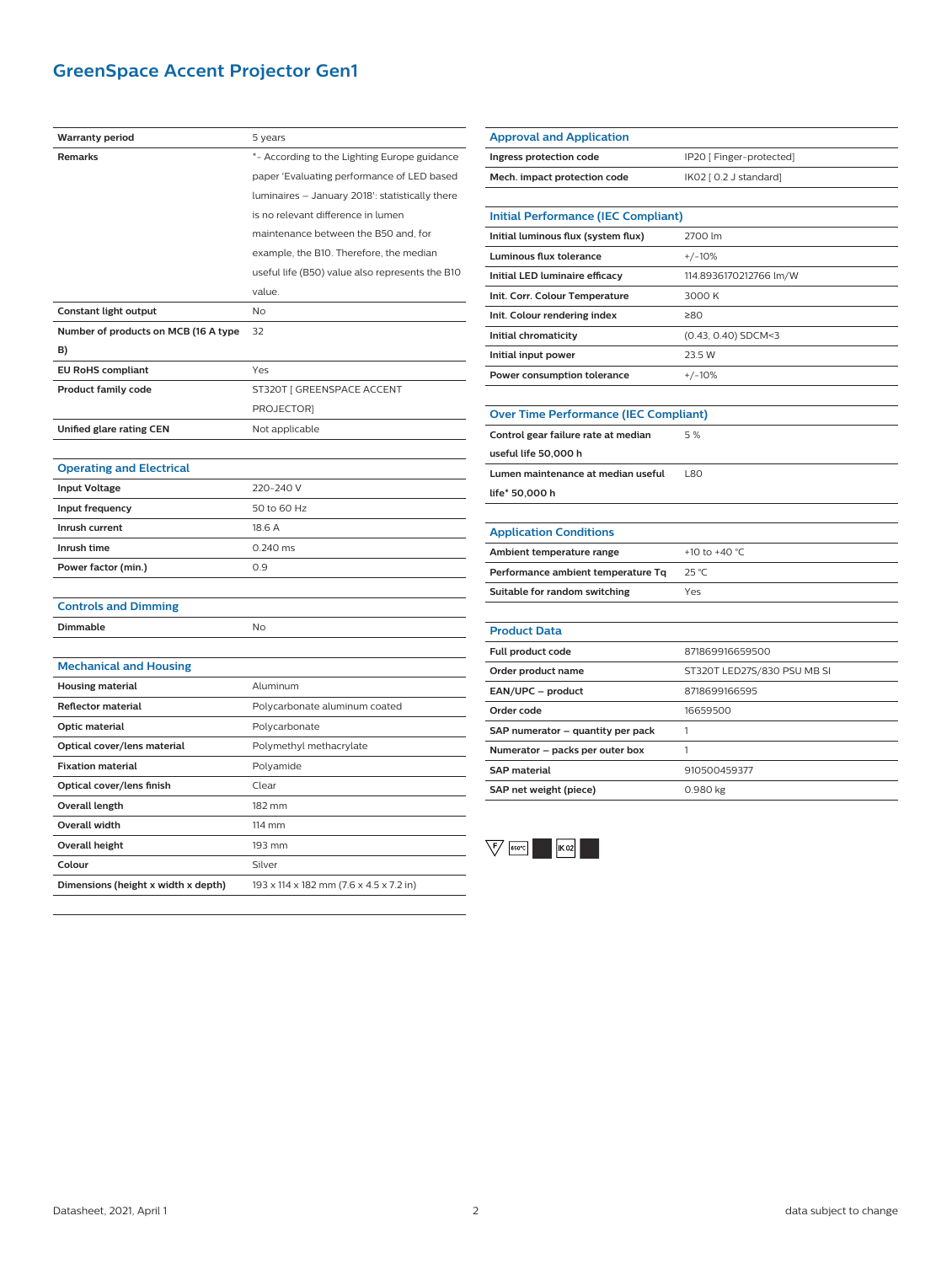# GreenSpace Accent Projector Gen1

| | |
|---|---|
| **Warranty period** | 5 years |
| **Remarks** | *- According to the Lighting Europe guidance paper 'Evaluating performance of LED based luminaires – January 2018': statistically there is no relevant difference in lumen maintenance between the B50 and, for example, the B10. Therefore, the median useful life (B50) value also represents the B10 value. |
| **Constant light output** | No |
| **Number of products on MCB (16 A type B)** | 32 |
| **EU RoHS compliant** | Yes |
| **Product family code** | ST320T [ GREENSPACE ACCENT PROJECTOR] |
| **Unified glare rating CEN** | Not applicable |

## Operating and Electrical

| | |
|---|---|
| **Input Voltage** | 220-240 V |
| **Input frequency** | 50 to 60 Hz |
| **Inrush current** | 18.6 A |
| **Inrush time** | 0.240 ms |
| **Power factor (min.)** | 0.9 |

## Controls and Dimming

| | |
|---|---|
| **Dimmable** | No |

## Mechanical and Housing

| | |
|---|---|
| **Housing material** | Aluminum |
| **Reflector material** | Polycarbonate aluminum coated |
| **Optic material** | Polycarbonate |
| **Optical cover/lens material** | Polymethyl methacrylate |
| **Fixation material** | Polyamide |
| **Optical cover/lens finish** | Clear |
| **Overall length** | 182 mm |
| **Overall width** | 114 mm |
| **Overall height** | 193 mm |
| **Colour** | Silver |
| **Dimensions (height x width x depth)** | 193 x 114 x 182 mm (7.6 x 4.5 x 7.2 in) |

## Approval and Application

| | |
|---|---|
| **Ingress protection code** | IP20 [ Finger-protected] |
| **Mech. impact protection code** | IK02 [ 0.2 J standard] |

## Initial Performance (IEC Compliant)

| | |
|---|---|
| **Initial luminous flux (system flux)** | 2700 lm |
| **Luminous flux tolerance** | +/-10% |
| **Initial LED luminaire efficacy** | 114.8936170212766 lm/W |
| **Init. Corr. Colour Temperature** | 3000 K |
| **Init. Colour rendering index** | ≥80 |
| **Initial chromaticity** | (0.43, 0.40) SDCM<3 |
| **Initial input power** | 23.5 W |
| **Power consumption tolerance** | +/-10% |

## Over Time Performance (IEC Compliant)

| | |
|---|---|
| **Control gear failure rate at median useful life 50,000 h** | 5 % |
| **Lumen maintenance at median useful life* 50,000 h** | L80 |

## Application Conditions

| | |
|---|---|
| **Ambient temperature range** | +10 to +40 °C |
| **Performance ambient temperature Tq** | 25 °C |
| **Suitable for random switching** | Yes |

## Product Data

| | |
|---|---|
| **Full product code** | 871869916659500 |
| **Order product name** | ST320T LED27S/830 PSU MB SI |
| **EAN/UPC – product** | 8718699166595 |
| **Order code** | 16659500 |
| **SAP numerator – quantity per pack** | 1 |
| **Numerator – packs per outer box** | 1 |
| **SAP material** | 910500459377 |
| **SAP net weight (piece)** | 0.980 kg |

F 650°C IK02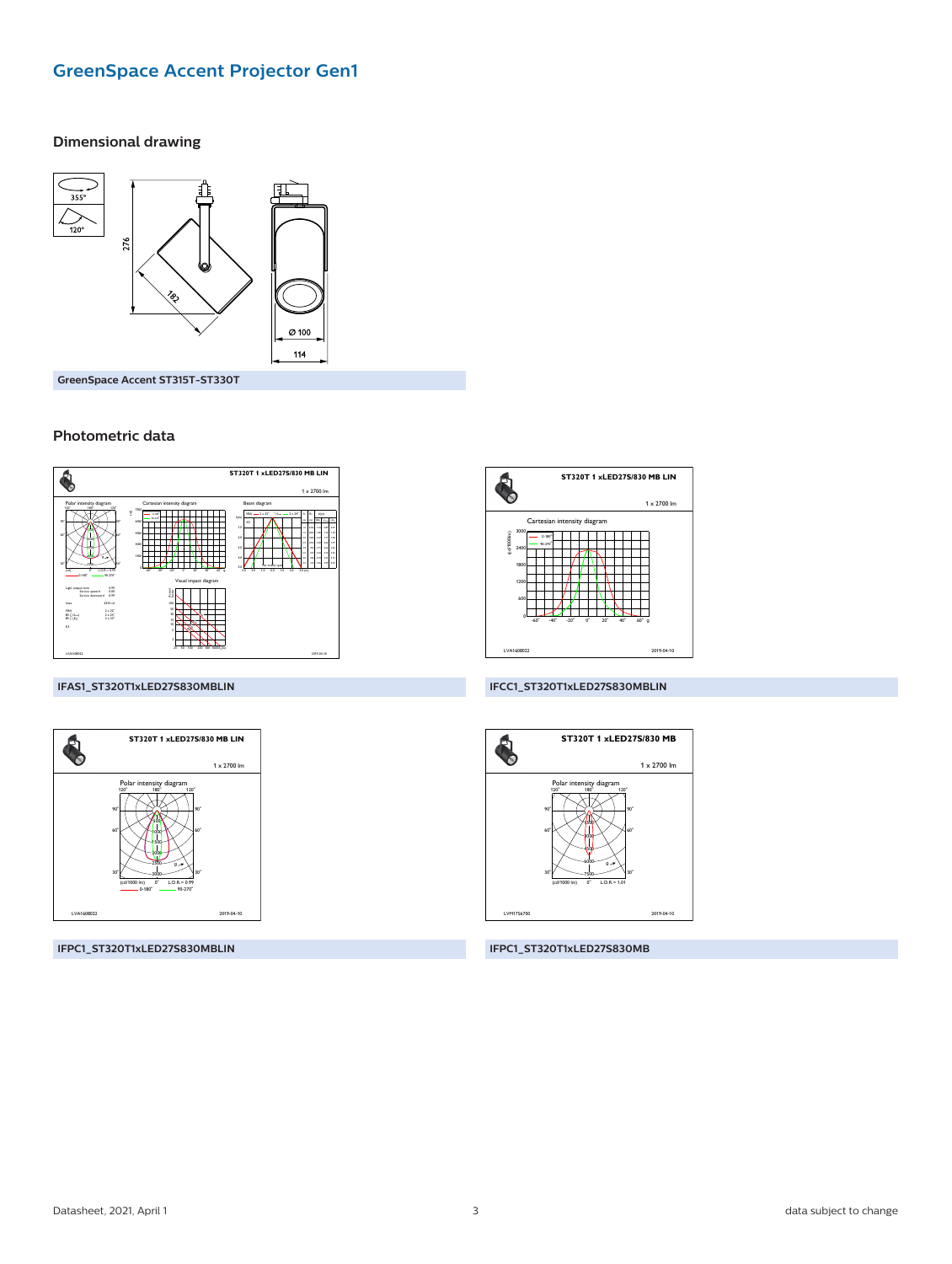# GreenSpace Accent Projector Gen1

## Dimensional drawing

GreenSpace Accent ST315T-ST330T

## Photometric data

IFAS1_ST320T1xLED27S830MBLIN

IFCC1_ST320T1xLED27S830MBLIN

IFPC1_ST320T1xLED27S830MBLIN

IFPC1_ST320T1xLED27S830MB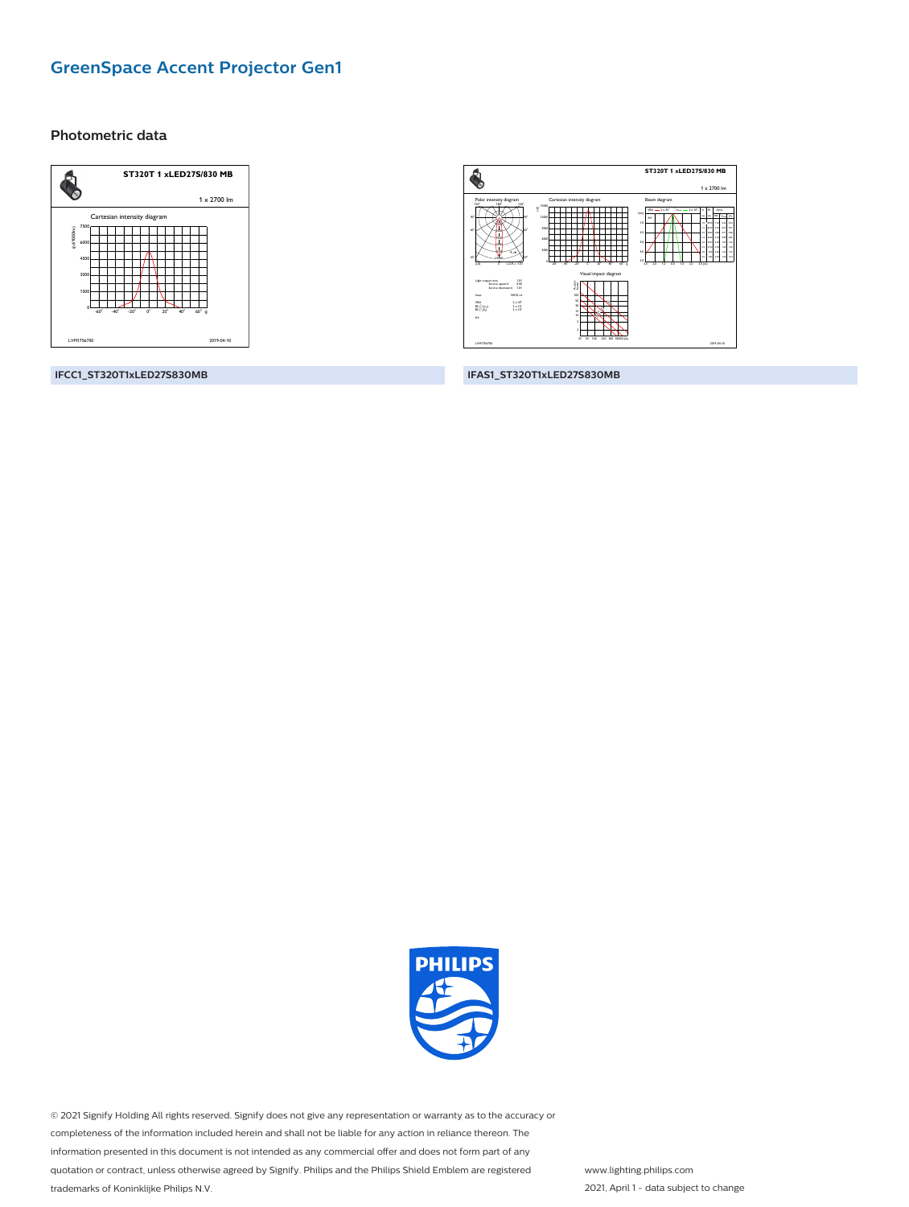# GreenSpace Accent Projector Gen1

## Photometric data

ST320T 1 xLED27S/830 MB

1 x 2700 lm

Cartesian intensity diagram

(cd/1000lm)

7500

6000

4500

3000

1500

0

-60° -40° -20° 0° 20° 40° 60° g

LVM1756700 2019-04-10

IFCC1_ST320T1xLED27S830MB

ST320T 1 xLED27S/830 MB

1 x 2700 lm

Polar intensity diagram

Cartesian intensity diagram

Beam diagram

Visual impact diagram

LVM1756700 2019-04-10

IFAS1_ST320T1xLED27S830MB

© 2021 Signify Holding All rights reserved. Signify does not give any representation or warranty as to the accuracy or completeness of the information included herein and shall not be liable for any action in reliance thereon. The information presented in this document is not intended as any commercial offer and does not form part of any quotation or contract, unless otherwise agreed by Signify. Philips and the Philips Shield Emblem are registered trademarks of Koninklijke Philips N.V.

www.lighting.philips.com

2021, April 1 - data subject to change